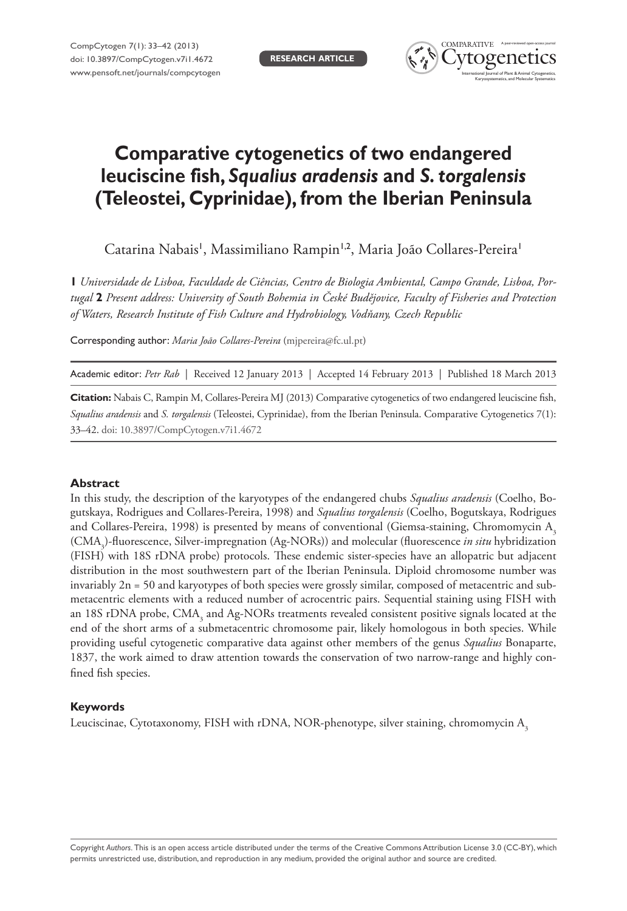RESEARCH ARTICLE

# Comparative cytogenetics of two endangered leuciscine fish, *Squalius aradensis* and *S. torgalensis* (Teleostei, Cyprinidae), from the Iberian Peninsula

Catarina Nabais[1], Massimiliano Rampin[1,2], Maria João Collares-Pereira[1]

**1** *Universidade de Lisboa, Faculdade de Ciências, Centro de Biologia Ambiental, Campo Grande, Lisboa, Portugal* **2** *Present address: University of South Bohemia in České Budějovice, Faculty of Fisheries and Protection of Waters, Research Institute of Fish Culture and Hydrobiology, Vodňany, Czech Republic*

Corresponding author: *Maria João Collares-Pereira* (mjpereira@fc.ul.pt)

Academic editor: *Petr Rab* | Received 12 January 2013 | Accepted 14 February 2013 | Published 18 March 2013

**Citation:** Nabais C, Rampin M, Collares-Pereira MJ (2013) Comparative cytogenetics of two endangered leuciscine fish, *Squalius aradensis* and *S. torgalensis* (Teleostei, Cyprinidae), from the Iberian Peninsula. Comparative Cytogenetics 7(1): 33–42. doi: 10.3897/CompCytogen.v7i1.4672

### Abstract

In this study, the description of the karyotypes of the endangered chubs *Squalius aradensis* (Coelho, Bogutskaya, Rodrigues and Collares-Pereira, 1998) and *Squalius torgalensis* (Coelho, Bogutskaya, Rodrigues and Collares-Pereira, 1998) is presented by means of conventional (Giemsa-staining, Chromomycin $A_3$ ($CMA_3$)-fluorescence, Silver-impregnation (Ag-NORs)) and molecular (fluorescence *in situ* hybridization (FISH) with 18S rDNA probe) protocols. These endemic sister-species have an allopatric but adjacent distribution in the most southwestern part of the Iberian Peninsula. Diploid chromosome number was invariably 2n = 50 and karyotypes of both species were grossly similar, composed of metacentric and submetacentric elements with a reduced number of acrocentric pairs. Sequential staining using FISH with an 18S rDNA probe, $CMA_3$ and Ag-NORs treatments revealed consistent positive signals located at the end of the short arms of a submetacentric chromosome pair, likely homologous in both species. While providing useful cytogenetic comparative data against other members of the genus *Squalius* Bonaparte, 1837, the work aimed to draw attention towards the conservation of two narrow-range and highly confined fish species.

### Keywords

Leuciscinae, Cytotaxonomy, FISH with rDNA, NOR-phenotype, silver staining, chromomycin $A_3$

Copyright *Authors*. This is an open access article distributed under the terms of the Creative Commons Attribution License 3.0 (CC-BY), which permits unrestricted use, distribution, and reproduction in any medium, provided the original author and source are credited.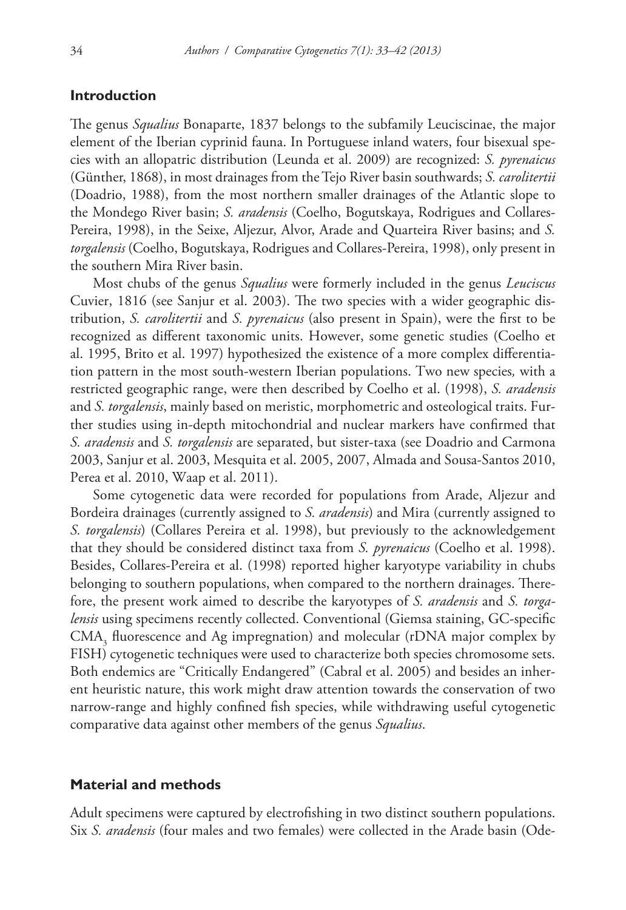## Introduction

The genus *Squalius* Bonaparte, 1837 belongs to the subfamily Leuciscinae, the major element of the Iberian cyprinid fauna. In Portuguese inland waters, four bisexual species with an allopatric distribution (Leunda et al. 2009) are recognized: *S. pyrenaicus* (Günther, 1868), in most drainages from the Tejo River basin southwards; *S. carolitertii* (Doadrio, 1988), from the most northern smaller drainages of the Atlantic slope to the Mondego River basin; *S. aradensis* (Coelho, Bogutskaya, Rodrigues and Collares-Pereira, 1998), in the Seixe, Aljezur, Alvor, Arade and Quarteira River basins; and *S. torgalensis* (Coelho, Bogutskaya, Rodrigues and Collares-Pereira, 1998), only present in the southern Mira River basin.

Most chubs of the genus *Squalius* were formerly included in the genus *Leuciscus* Cuvier, 1816 (see Sanjur et al. 2003). The two species with a wider geographic distribution, *S. carolitertii* and *S. pyrenaicus* (also present in Spain), were the first to be recognized as different taxonomic units. However, some genetic studies (Coelho et al. 1995, Brito et al. 1997) hypothesized the existence of a more complex differentiation pattern in the most south-western Iberian populations. Two new species, with a restricted geographic range, were then described by Coelho et al. (1998), *S. aradensis* and *S. torgalensis*, mainly based on meristic, morphometric and osteological traits. Further studies using in-depth mitochondrial and nuclear markers have confirmed that *S. aradensis* and *S. torgalensis* are separated, but sister-taxa (see Doadrio and Carmona 2003, Sanjur et al. 2003, Mesquita et al. 2005, 2007, Almada and Sousa-Santos 2010, Perea et al. 2010, Waap et al. 2011).

Some cytogenetic data were recorded for populations from Arade, Aljezur and Bordeira drainages (currently assigned to *S. aradensis*) and Mira (currently assigned to *S. torgalensis*) (Collares Pereira et al. 1998), but previously to the acknowledgement that they should be considered distinct taxa from *S. pyrenaicus* (Coelho et al. 1998). Besides, Collares-Pereira et al. (1998) reported higher karyotype variability in chubs belonging to southern populations, when compared to the northern drainages. Therefore, the present work aimed to describe the karyotypes of *S. aradensis* and *S. torgalensis* using specimens recently collected. Conventional (Giemsa staining, GC-specific $CMA_3$ fluorescence and Ag impregnation) and molecular (rDNA major complex by FISH) cytogenetic techniques were used to characterize both species chromosome sets. Both endemics are "Critically Endangered" (Cabral et al. 2005) and besides an inherent heuristic nature, this work might draw attention towards the conservation of two narrow-range and highly confined fish species, while withdrawing useful cytogenetic comparative data against other members of the genus *Squalius*.

## Material and methods

Adult specimens were captured by electrofishing in two distinct southern populations. Six *S. aradensis* (four males and two females) were collected in the Arade basin (Ode-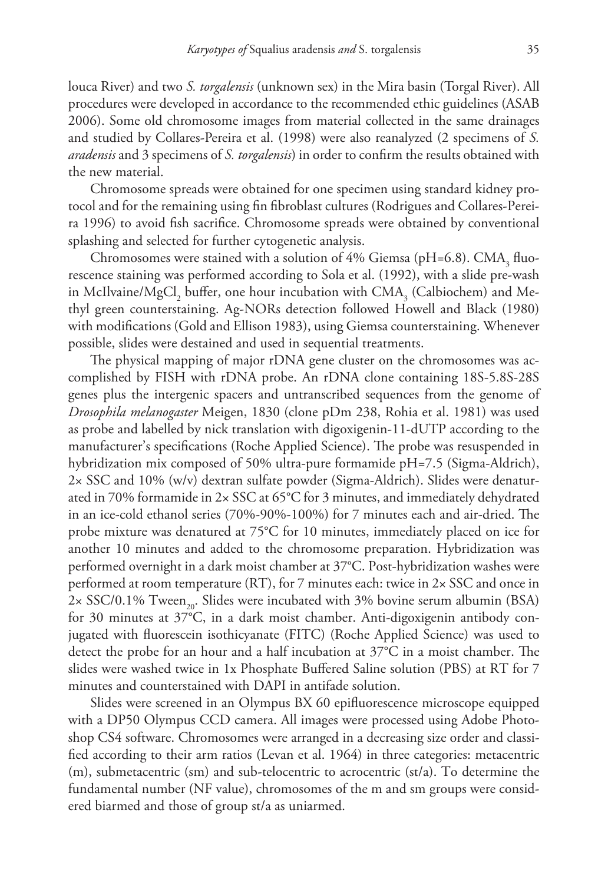louca River) and two *S. torgalensis* (unknown sex) in the Mira basin (Torgal River). All procedures were developed in accordance to the recommended ethic guidelines (ASAB 2006). Some old chromosome images from material collected in the same drainages and studied by Collares-Pereira et al. (1998) were also reanalyzed (2 specimens of *S. aradensis* and 3 specimens of *S. torgalensis*) in order to confirm the results obtained with the new material.

Chromosome spreads were obtained for one specimen using standard kidney protocol and for the remaining using fin fibroblast cultures (Rodrigues and Collares-Pereira 1996) to avoid fish sacrifice. Chromosome spreads were obtained by conventional splashing and selected for further cytogenetic analysis.

Chromosomes were stained with a solution of 4% Giemsa (pH=6.8). $CMA_3$ fluorescence staining was performed according to Sola et al. (1992), with a slide pre-wash in McIlvaine/$MgCl_2$ buffer, one hour incubation with $CMA_3$ (Calbiochem) and Methyl green counterstaining. Ag-NORs detection followed Howell and Black (1980) with modifications (Gold and Ellison 1983), using Giemsa counterstaining. Whenever possible, slides were destained and used in sequential treatments.

The physical mapping of major rDNA gene cluster on the chromosomes was accomplished by FISH with rDNA probe. An rDNA clone containing 18S-5.8S-28S genes plus the intergenic spacers and untranscribed sequences from the genome of *Drosophila melanogaster* Meigen, 1830 (clone pDm 238, Rohia et al. 1981) was used as probe and labelled by nick translation with digoxigenin-11-dUTP according to the manufacturer's specifications (Roche Applied Science). The probe was resuspended in hybridization mix composed of 50% ultra-pure formamide pH=7.5 (Sigma-Aldrich), 2× SSC and 10% (w/v) dextran sulfate powder (Sigma-Aldrich). Slides were denaturated in 70% formamide in 2× SSC at 65°C for 3 minutes, and immediately dehydrated in an ice-cold ethanol series (70%-90%-100%) for 7 minutes each and air-dried. The probe mixture was denatured at 75°C for 10 minutes, immediately placed on ice for another 10 minutes and added to the chromosome preparation. Hybridization was performed overnight in a dark moist chamber at 37°C. Post-hybridization washes were performed at room temperature (RT), for 7 minutes each: twice in 2× SSC and once in 2× SSC/0.1% $Tween_{20}$. Slides were incubated with 3% bovine serum albumin (BSA) for 30 minutes at 37°C, in a dark moist chamber. Anti-digoxigenin antibody conjugated with fluorescein isothicyanate (FITC) (Roche Applied Science) was used to detect the probe for an hour and a half incubation at 37°C in a moist chamber. The slides were washed twice in 1x Phosphate Buffered Saline solution (PBS) at RT for 7 minutes and counterstained with DAPI in antifade solution.

Slides were screened in an Olympus BX 60 epifluorescence microscope equipped with a DP50 Olympus CCD camera. All images were processed using Adobe Photoshop CS4 software. Chromosomes were arranged in a decreasing size order and classified according to their arm ratios (Levan et al. 1964) in three categories: metacentric (m), submetacentric (sm) and sub-telocentric to acrocentric (st/a). To determine the fundamental number (NF value), chromosomes of the m and sm groups were considered biarmed and those of group st/a as uniarmed.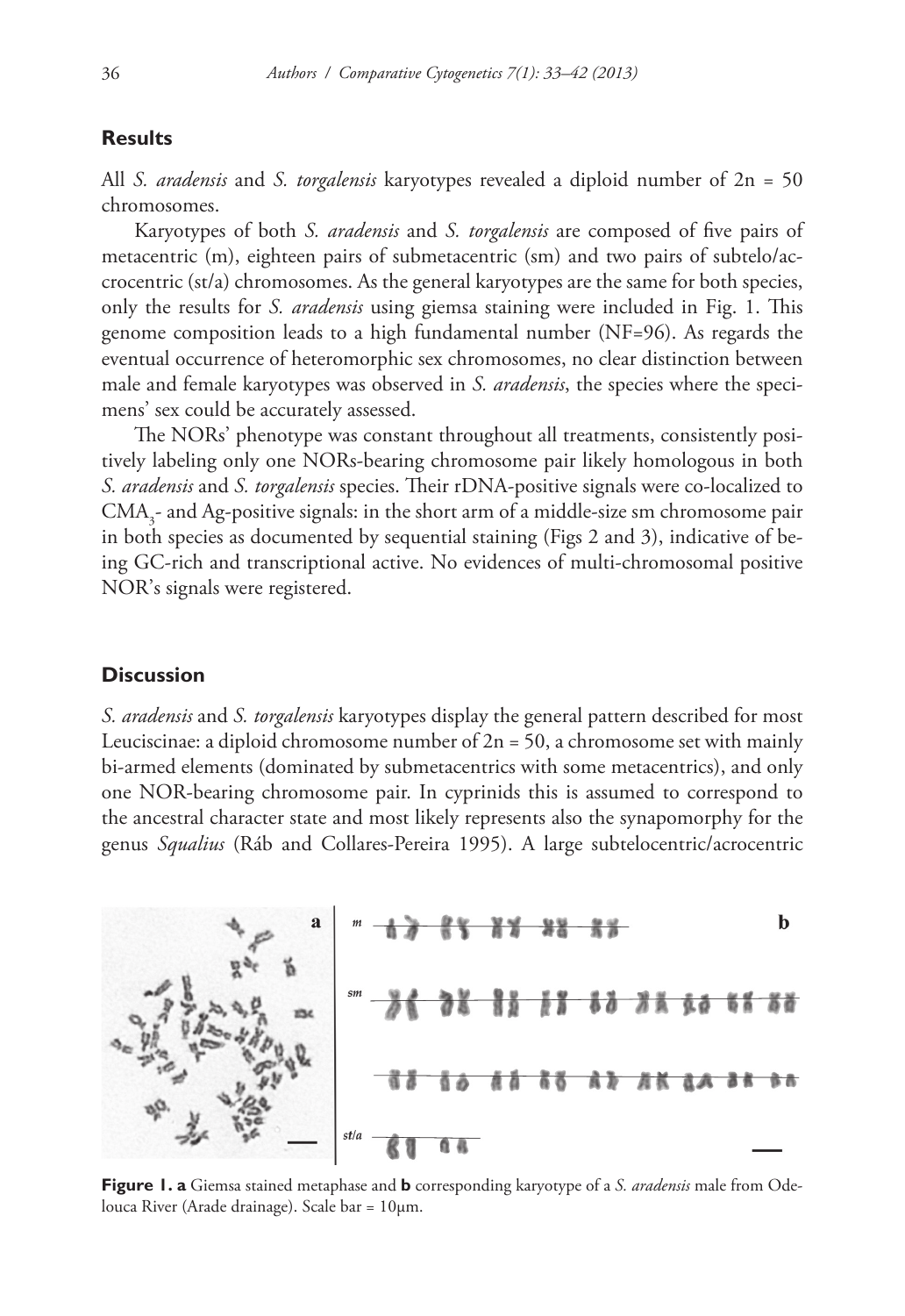## Results

All *S. aradensis* and *S. torgalensis* karyotypes revealed a diploid number of 2n = 50 chromosomes.

Karyotypes of both *S. aradensis* and *S. torgalensis* are composed of five pairs of metacentric (m), eighteen pairs of submetacentric (sm) and two pairs of subtelo/acrocentric (st/a) chromosomes. As the general karyotypes are the same for both species, only the results for *S. aradensis* using giemsa staining were included in Fig. 1. This genome composition leads to a high fundamental number (NF=96). As regards the eventual occurrence of heteromorphic sex chromosomes, no clear distinction between male and female karyotypes was observed in *S. aradensis*, the species where the specimens' sex could be accurately assessed.

The NORs' phenotype was constant throughout all treatments, consistently positively labeling only one NORs-bearing chromosome pair likely homologous in both *S. aradensis* and *S. torgalensis* species. Their rDNA-positive signals were co-localized to $CMA_3$- and Ag-positive signals: in the short arm of a middle-size sm chromosome pair in both species as documented by sequential staining (Figs 2 and 3), indicative of being GC-rich and transcriptional active. No evidences of multi-chromosomal positive NOR's signals were registered.

## Discussion

*S. aradensis* and *S. torgalensis* karyotypes display the general pattern described for most Leuciscinae: a diploid chromosome number of 2n = 50, a chromosome set with mainly bi-armed elements (dominated by submetacentrics with some metacentrics), and only one NOR-bearing chromosome pair. In cyprinids this is assumed to correspond to the ancestral character state and most likely represents also the synapomorphy for the genus *Squalius* (Ráb and Collares-Pereira 1995). A large subtelocentric/acrocentric

**Figure 1. a** Giemsa stained metaphase and **b** corresponding karyotype of a *S. aradensis* male from Odelouca River (Arade drainage). Scale bar = 10µm.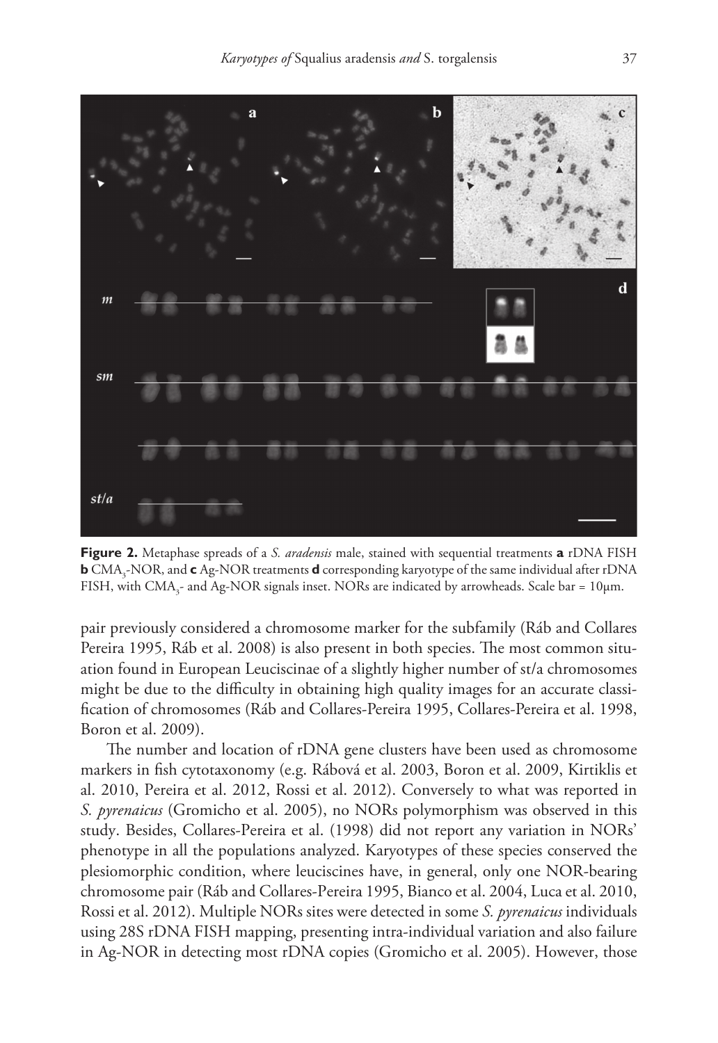**Figure 2.** Metaphase spreads of a *S. aradensis* male, stained with sequential treatments **a** rDNA FISH **b** $CMA_3$-NOR, and **c** Ag-NOR treatments **d** corresponding karyotype of the same individual after rDNA FISH, with $CMA_3$- and Ag-NOR signals inset. NORs are indicated by arrowheads. Scale bar = 10µm.

pair previously considered a chromosome marker for the subfamily (Ráb and Collares Pereira 1995, Ráb et al. 2008) is also present in both species. The most common situation found in European Leuciscinae of a slightly higher number of st/a chromosomes might be due to the difficulty in obtaining high quality images for an accurate classification of chromosomes (Ráb and Collares-Pereira 1995, Collares-Pereira et al. 1998, Boron et al. 2009).

The number and location of rDNA gene clusters have been used as chromosome markers in fish cytotaxonomy (e.g. Rábová et al. 2003, Boron et al. 2009, Kirtiklis et al. 2010, Pereira et al. 2012, Rossi et al. 2012). Conversely to what was reported in *S. pyrenaicus* (Gromicho et al. 2005), no NORs polymorphism was observed in this study. Besides, Collares-Pereira et al. (1998) did not report any variation in NORs' phenotype in all the populations analyzed. Karyotypes of these species conserved the plesiomorphic condition, where leuciscines have, in general, only one NOR-bearing chromosome pair (Ráb and Collares-Pereira 1995, Bianco et al. 2004, Luca et al. 2010, Rossi et al. 2012). Multiple NORs sites were detected in some *S. pyrenaicus* individuals using 28S rDNA FISH mapping, presenting intra-individual variation and also failure in Ag-NOR in detecting most rDNA copies (Gromicho et al. 2005). However, those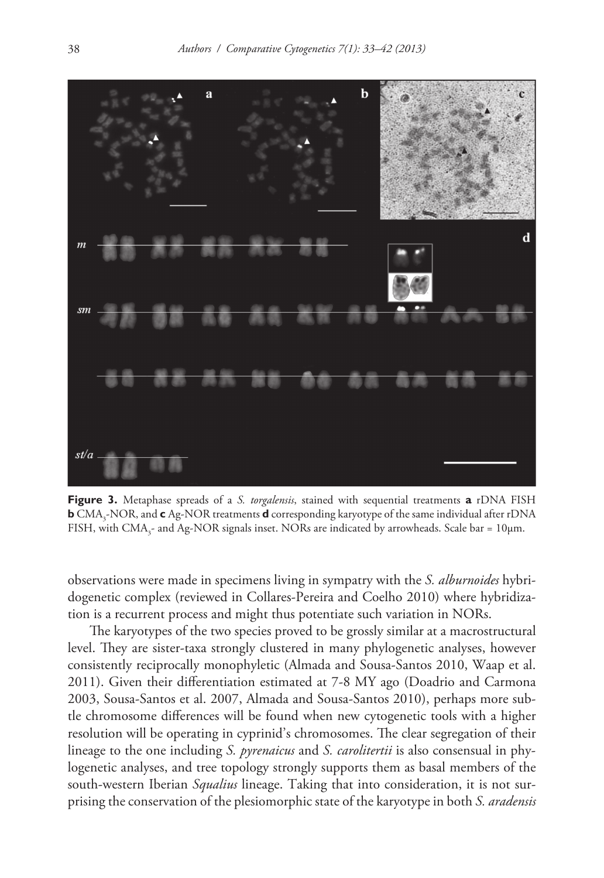**Figure 3.** Metaphase spreads of a *S. torgalensis*, stained with sequential treatments **a** rDNA FISH **b** $CMA_3$-NOR, and **c** Ag-NOR treatments **d** corresponding karyotype of the same individual after rDNA FISH, with $CMA_3$- and Ag-NOR signals inset. NORs are indicated by arrowheads. Scale bar = 10µm.

observations were made in specimens living in sympatry with the *S. alburnoides* hybridogenetic complex (reviewed in Collares-Pereira and Coelho 2010) where hybridization is a recurrent process and might thus potentiate such variation in NORs.

The karyotypes of the two species proved to be grossly similar at a macrostructural level. They are sister-taxa strongly clustered in many phylogenetic analyses, however consistently reciprocally monophyletic (Almada and Sousa-Santos 2010, Waap et al. 2011). Given their differentiation estimated at 7-8 MY ago (Doadrio and Carmona 2003, Sousa-Santos et al. 2007, Almada and Sousa-Santos 2010), perhaps more subtle chromosome differences will be found when new cytogenetic tools with a higher resolution will be operating in cyprinid's chromosomes. The clear segregation of their lineage to the one including *S. pyrenaicus* and *S. carolitertii* is also consensual in phylogenetic analyses, and tree topology strongly supports them as basal members of the south-western Iberian *Squalius* lineage. Taking that into consideration, it is not surprising the conservation of the plesiomorphic state of the karyotype in both *S. aradensis*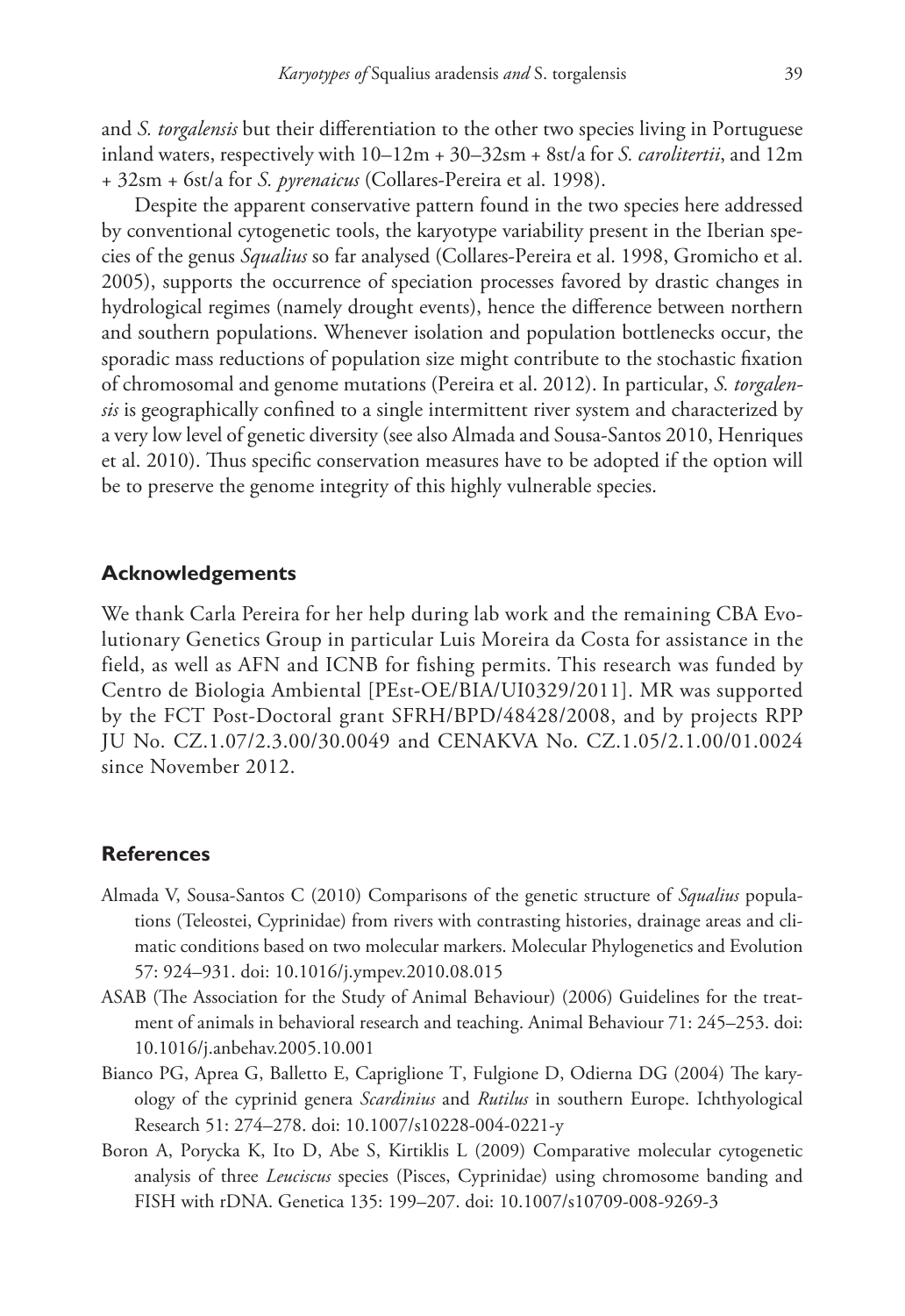and *S. torgalensis* but their differentiation to the other two species living in Portuguese inland waters, respectively with 10–12m + 30–32sm + 8st/a for *S. carolitertii*, and 12m + 32sm + 6st/a for *S. pyrenaicus* (Collares-Pereira et al. 1998).

Despite the apparent conservative pattern found in the two species here addressed by conventional cytogenetic tools, the karyotype variability present in the Iberian species of the genus *Squalius* so far analysed (Collares-Pereira et al. 1998, Gromicho et al. 2005), supports the occurrence of speciation processes favored by drastic changes in hydrological regimes (namely drought events), hence the difference between northern and southern populations. Whenever isolation and population bottlenecks occur, the sporadic mass reductions of population size might contribute to the stochastic fixation of chromosomal and genome mutations (Pereira et al. 2012). In particular, *S. torgalensis* is geographically confined to a single intermittent river system and characterized by a very low level of genetic diversity (see also Almada and Sousa-Santos 2010, Henriques et al. 2010). Thus specific conservation measures have to be adopted if the option will be to preserve the genome integrity of this highly vulnerable species.

## Acknowledgements

We thank Carla Pereira for her help during lab work and the remaining CBA Evolutionary Genetics Group in particular Luis Moreira da Costa for assistance in the field, as well as AFN and ICNB for fishing permits. This research was funded by Centro de Biologia Ambiental [PEst-OE/BIA/UI0329/2011]. MR was supported by the FCT Post-Doctoral grant SFRH/BPD/48428/2008, and by projects RPP JU No. CZ.1.07/2.3.00/30.0049 and CENAKVA No. CZ.1.05/2.1.00/01.0024 since November 2012.

## References

- Almada V, Sousa-Santos C (2010) Comparisons of the genetic structure of *Squalius* populations (Teleostei, Cyprinidae) from rivers with contrasting histories, drainage areas and climatic conditions based on two molecular markers. Molecular Phylogenetics and Evolution 57: 924–931. doi: 10.1016/j.ympev.2010.08.015
- ASAB (The Association for the Study of Animal Behaviour) (2006) Guidelines for the treatment of animals in behavioral research and teaching. Animal Behaviour 71: 245–253. doi: 10.1016/j.anbehav.2005.10.001
- Bianco PG, Aprea G, Balletto E, Capriglione T, Fulgione D, Odierna DG (2004) The karyology of the cyprinid genera *Scardinius* and *Rutilus* in southern Europe. Ichthyological Research 51: 274–278. doi: 10.1007/s10228-004-0221-y
- Boron A, Porycka K, Ito D, Abe S, Kirtiklis L (2009) Comparative molecular cytogenetic analysis of three *Leuciscus* species (Pisces, Cyprinidae) using chromosome banding and FISH with rDNA. Genetica 135: 199–207. doi: 10.1007/s10709-008-9269-3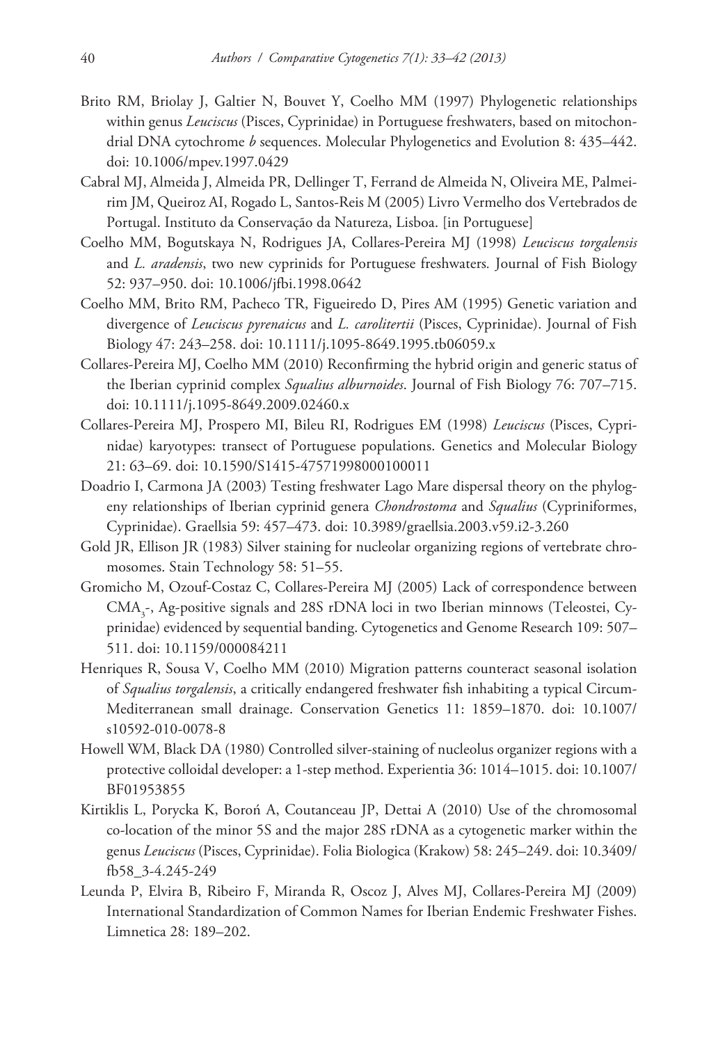Brito RM, Briolay J, Galtier N, Bouvet Y, Coelho MM (1997) Phylogenetic relationships within genus *Leuciscus* (Pisces, Cyprinidae) in Portuguese freshwaters, based on mitochondrial DNA cytochrome *b* sequences. Molecular Phylogenetics and Evolution 8: 435–442. doi: 10.1006/mpev.1997.0429

Cabral MJ, Almeida J, Almeida PR, Dellinger T, Ferrand de Almeida N, Oliveira ME, Palmeirim JM, Queiroz AI, Rogado L, Santos-Reis M (2005) Livro Vermelho dos Vertebrados de Portugal. Instituto da Conservação da Natureza, Lisboa. [in Portuguese]

Coelho MM, Bogutskaya N, Rodrigues JA, Collares-Pereira MJ (1998) *Leuciscus torgalensis* and *L. aradensis*, two new cyprinids for Portuguese freshwaters. Journal of Fish Biology 52: 937–950. doi: 10.1006/jfbi.1998.0642

Coelho MM, Brito RM, Pacheco TR, Figueiredo D, Pires AM (1995) Genetic variation and divergence of *Leuciscus pyrenaicus* and *L. carolitertii* (Pisces, Cyprinidae). Journal of Fish Biology 47: 243–258. doi: 10.1111/j.1095-8649.1995.tb06059.x

Collares-Pereira MJ, Coelho MM (2010) Reconfirming the hybrid origin and generic status of the Iberian cyprinid complex *Squalius alburnoides*. Journal of Fish Biology 76: 707–715. doi: 10.1111/j.1095-8649.2009.02460.x

Collares-Pereira MJ, Prospero MI, Bileu RI, Rodrigues EM (1998) *Leuciscus* (Pisces, Cyprinidae) karyotypes: transect of Portuguese populations. Genetics and Molecular Biology 21: 63–69. doi: 10.1590/S1415-47571998000100011

Doadrio I, Carmona JA (2003) Testing freshwater Lago Mare dispersal theory on the phylogeny relationships of Iberian cyprinid genera *Chondrostoma* and *Squalius* (Cypriniformes, Cyprinidae). Graellsia 59: 457–473. doi: 10.3989/graellsia.2003.v59.i2-3.260

Gold JR, Ellison JR (1983) Silver staining for nucleolar organizing regions of vertebrate chromosomes. Stain Technology 58: 51–55.

Gromicho M, Ozouf-Costaz C, Collares-Pereira MJ (2005) Lack of correspondence between $CMA_3$-, Ag-positive signals and 28S rDNA loci in two Iberian minnows (Teleostei, Cyprinidae) evidenced by sequential banding. Cytogenetics and Genome Research 109: 507–511. doi: 10.1159/000084211

Henriques R, Sousa V, Coelho MM (2010) Migration patterns counteract seasonal isolation of *Squalius torgalensis*, a critically endangered freshwater fish inhabiting a typical Circum-Mediterranean small drainage. Conservation Genetics 11: 1859–1870. doi: 10.1007/s10592-010-0078-8

Howell WM, Black DA (1980) Controlled silver-staining of nucleolus organizer regions with a protective colloidal developer: a 1-step method. Experientia 36: 1014–1015. doi: 10.1007/BF01953855

Kirtiklis L, Porycka K, Boroń A, Coutanceau JP, Dettai A (2010) Use of the chromosomal co-location of the minor 5S and the major 28S rDNA as a cytogenetic marker within the genus *Leuciscus* (Pisces, Cyprinidae). Folia Biologica (Krakow) 58: 245–249. doi: 10.3409/fb58_3-4.245-249

Leunda P, Elvira B, Ribeiro F, Miranda R, Oscoz J, Alves MJ, Collares-Pereira MJ (2009) International Standardization of Common Names for Iberian Endemic Freshwater Fishes. Limnetica 28: 189–202.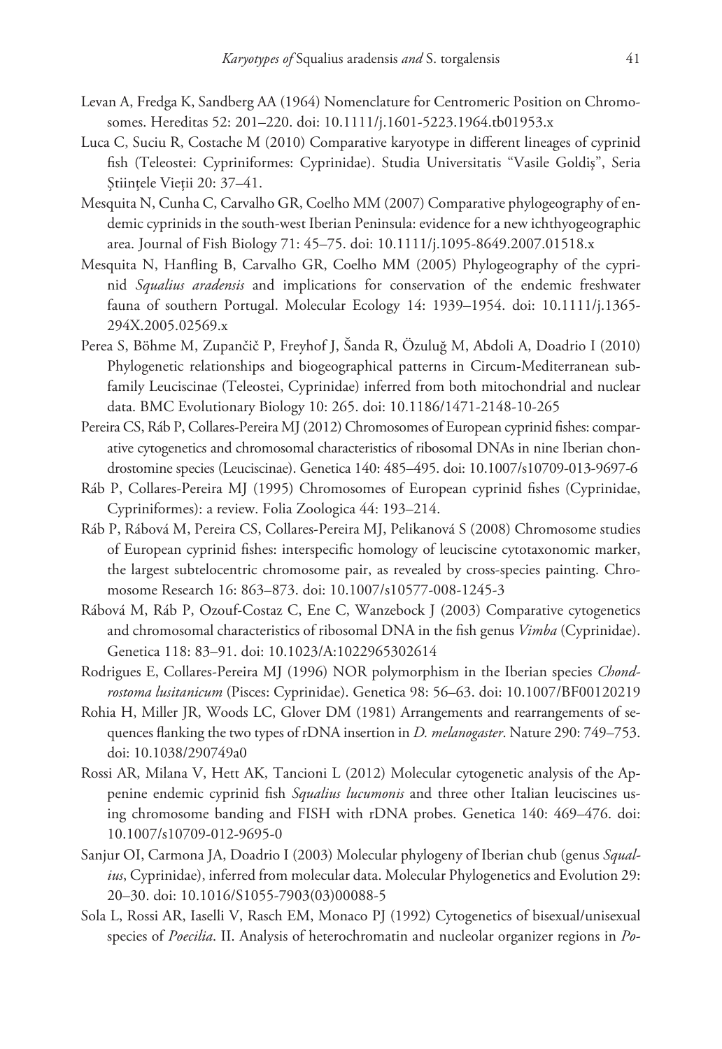Levan A, Fredga K, Sandberg AA (1964) Nomenclature for Centromeric Position on Chromosomes. Hereditas 52: 201–220. doi: 10.1111/j.1601-5223.1964.tb01953.x

Luca C, Suciu R, Costache M (2010) Comparative karyotype in different lineages of cyprinid fish (Teleostei: Cypriniformes: Cyprinidae). Studia Universitatis "Vasile Goldiş", Seria Ştiinţele Vieţii 20: 37–41.

Mesquita N, Cunha C, Carvalho GR, Coelho MM (2007) Comparative phylogeography of endemic cyprinids in the south-west Iberian Peninsula: evidence for a new ichthyogeographic area. Journal of Fish Biology 71: 45–75. doi: 10.1111/j.1095-8649.2007.01518.x

Mesquita N, Hanfling B, Carvalho GR, Coelho MM (2005) Phylogeography of the cyprinid *Squalius aradensis* and implications for conservation of the endemic freshwater fauna of southern Portugal. Molecular Ecology 14: 1939–1954. doi: 10.1111/j.1365-294X.2005.02569.x

Perea S, Böhme M, Zupančič P, Freyhof J, Šanda R, Özuluğ M, Abdoli A, Doadrio I (2010) Phylogenetic relationships and biogeographical patterns in Circum-Mediterranean subfamily Leuciscinae (Teleostei, Cyprinidae) inferred from both mitochondrial and nuclear data. BMC Evolutionary Biology 10: 265. doi: 10.1186/1471-2148-10-265

Pereira CS, Ráb P, Collares-Pereira MJ (2012) Chromosomes of European cyprinid fishes: comparative cytogenetics and chromosomal characteristics of ribosomal DNAs in nine Iberian chondrostomine species (Leuciscinae). Genetica 140: 485–495. doi: 10.1007/s10709-013-9697-6

Ráb P, Collares-Pereira MJ (1995) Chromosomes of European cyprinid fishes (Cyprinidae, Cypriniformes): a review. Folia Zoologica 44: 193–214.

Ráb P, Rábová M, Pereira CS, Collares-Pereira MJ, Pelikanová S (2008) Chromosome studies of European cyprinid fishes: interspecific homology of leuciscine cytotaxonomic marker, the largest subtelocentric chromosome pair, as revealed by cross-species painting. Chromosome Research 16: 863–873. doi: 10.1007/s10577-008-1245-3

Rábová M, Ráb P, Ozouf-Costaz C, Ene C, Wanzebock J (2003) Comparative cytogenetics and chromosomal characteristics of ribosomal DNA in the fish genus *Vimba* (Cyprinidae). Genetica 118: 83–91. doi: 10.1023/A:1022965302614

Rodrigues E, Collares-Pereira MJ (1996) NOR polymorphism in the Iberian species *Chondrostoma lusitanicum* (Pisces: Cyprinidae). Genetica 98: 56–63. doi: 10.1007/BF00120219

Rohia H, Miller JR, Woods LC, Glover DM (1981) Arrangements and rearrangements of sequences flanking the two types of rDNA insertion in *D. melanogaster*. Nature 290: 749–753. doi: 10.1038/290749a0

Rossi AR, Milana V, Hett AK, Tancioni L (2012) Molecular cytogenetic analysis of the Appenine endemic cyprinid fish *Squalius lucumonis* and three other Italian leuciscines using chromosome banding and FISH with rDNA probes. Genetica 140: 469–476. doi: 10.1007/s10709-012-9695-0

Sanjur OI, Carmona JA, Doadrio I (2003) Molecular phylogeny of Iberian chub (genus *Squalius*, Cyprinidae), inferred from molecular data. Molecular Phylogenetics and Evolution 29: 20–30. doi: 10.1016/S1055-7903(03)00088-5

Sola L, Rossi AR, Iaselli V, Rasch EM, Monaco PJ (1992) Cytogenetics of bisexual/unisexual species of *Poecilia*. II. Analysis of heterochromatin and nucleolar organizer regions in *Po-*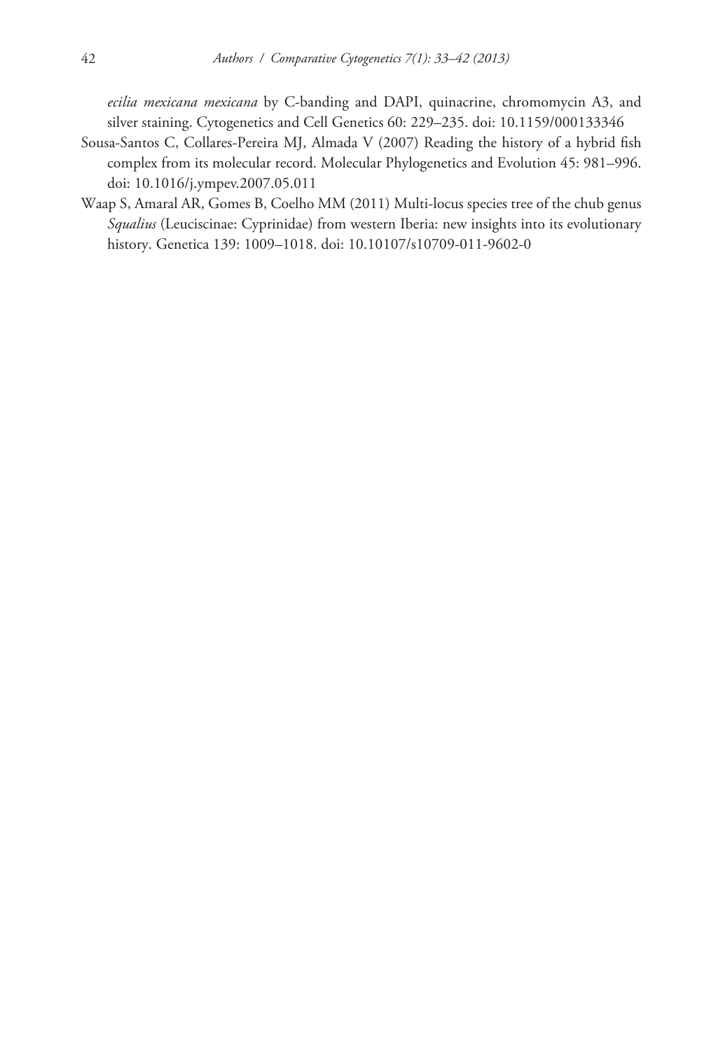*ecilia mexicana mexicana* by C-banding and DAPI, quinacrine, chromomycin A3, and silver staining. Cytogenetics and Cell Genetics 60: 229–235. doi: 10.1159/000133346

Sousa-Santos C, Collares-Pereira MJ, Almada V (2007) Reading the history of a hybrid fish complex from its molecular record. Molecular Phylogenetics and Evolution 45: 981–996. doi: 10.1016/j.ympev.2007.05.011

Waap S, Amaral AR, Gomes B, Coelho MM (2011) Multi-locus species tree of the chub genus *Squalius* (Leuciscinae: Cyprinidae) from western Iberia: new insights into its evolutionary history. Genetica 139: 1009–1018. doi: 10.10107/s10709-011-9602-0